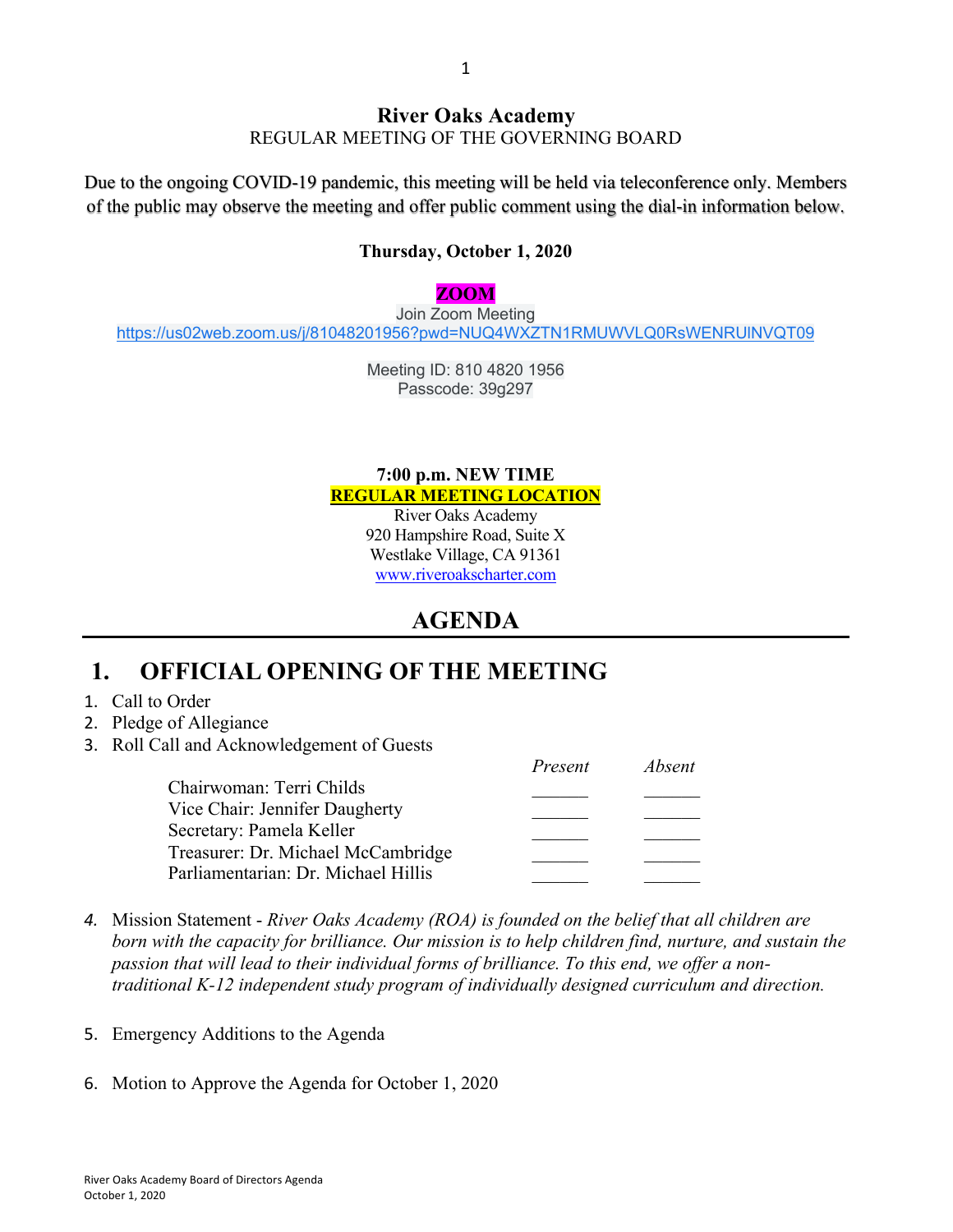**River Oaks Academy**

REGULAR MEETING OF THE GOVERNING BOARD

Due to the ongoing COVID-19 pandemic, this meeting will be held via teleconference only. Members of the public may observe the meeting and offer public comment using the dial-in information below.

**Thursday, October 1, 2020**

**ZOOM**

Join Zoom Meeting

https://us02web.zoom.us/j/81048201956?pwd=NUQ4WXZTN1RMUWVLQ0RsWENRUlNVQT09

Meeting ID: 810 4820 1956

Passcode: 39g297

**7:00 p.m. NEW TIME**

**REGULAR MEETING LOCATION**

River Oaks Academy

920 Hampshire Road, Suite X

Westlake Village, CA 91361

www.riveroakscharter.com

# AGENDA

## 1. OFFICIAL OPENING OF THE MEETING

1. Call to Order
2. Pledge of Allegiance
3. Roll Call and Acknowledgement of Guests

| | *Present* | *Absent* |
|---|---|---|
| Chairwoman: Terri Childs | ______ | ______ |
| Vice Chair: Jennifer Daugherty | ______ | ______ |
| Secretary: Pamela Keller | ______ | ______ |
| Treasurer: Dr. Michael McCambridge | ______ | ______ |
| Parliamentarian: Dr. Michael Hillis | ______ | ______ |

4. Mission Statement - *River Oaks Academy (ROA) is founded on the belief that all children are born with the capacity for brilliance. Our mission is to help children find, nurture, and sustain the passion that will lead to their individual forms of brilliance. To this end, we offer a non-traditional K-12 independent study program of individually designed curriculum and direction.*

5. Emergency Additions to the Agenda

6. Motion to Approve the Agenda for October 1, 2020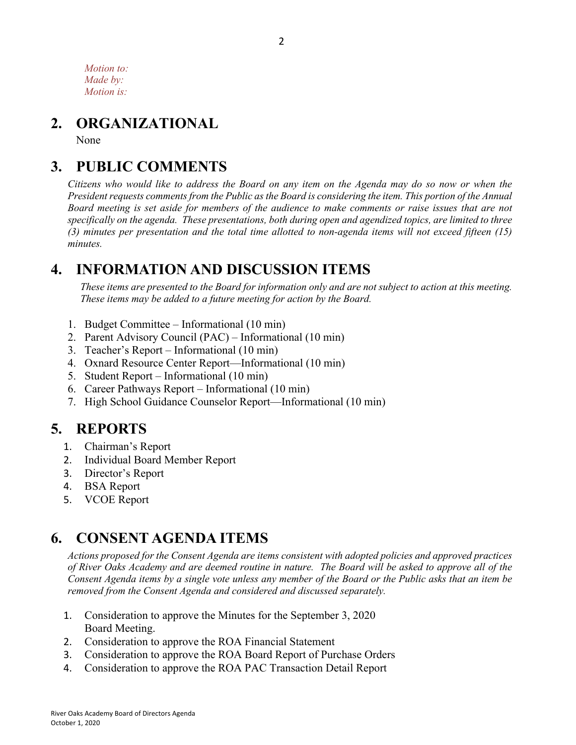*Motion to:*
*Made by:*
*Motion is:*

# 2. ORGANIZATIONAL

None

# 3. PUBLIC COMMENTS

*Citizens who would like to address the Board on any item on the Agenda may do so now or when the President requests comments from the Public as the Board is considering the item. This portion of the Annual Board meeting is set aside for members of the audience to make comments or raise issues that are not specifically on the agenda. These presentations, both during open and agendized topics, are limited to three (3) minutes per presentation and the total time allotted to non-agenda items will not exceed fifteen (15) minutes.*

# 4. INFORMATION AND DISCUSSION ITEMS

*These items are presented to the Board for information only and are not subject to action at this meeting. These items may be added to a future meeting for action by the Board.*

1. Budget Committee – Informational (10 min)
2. Parent Advisory Council (PAC) – Informational (10 min)
3. Teacher's Report – Informational (10 min)
4. Oxnard Resource Center Report—Informational (10 min)
5. Student Report – Informational (10 min)
6. Career Pathways Report – Informational (10 min)
7. High School Guidance Counselor Report—Informational (10 min)

# 5. REPORTS

1. Chairman's Report
2. Individual Board Member Report
3. Director's Report
4. BSA Report
5. VCOE Report

# 6. CONSENT AGENDA ITEMS

*Actions proposed for the Consent Agenda are items consistent with adopted policies and approved practices of River Oaks Academy and are deemed routine in nature. The Board will be asked to approve all of the Consent Agenda items by a single vote unless any member of the Board or the Public asks that an item be removed from the Consent Agenda and considered and discussed separately.*

1. Consideration to approve the Minutes for the September 3, 2020 Board Meeting.
2. Consideration to approve the ROA Financial Statement
3. Consideration to approve the ROA Board Report of Purchase Orders
4. Consideration to approve the ROA PAC Transaction Detail Report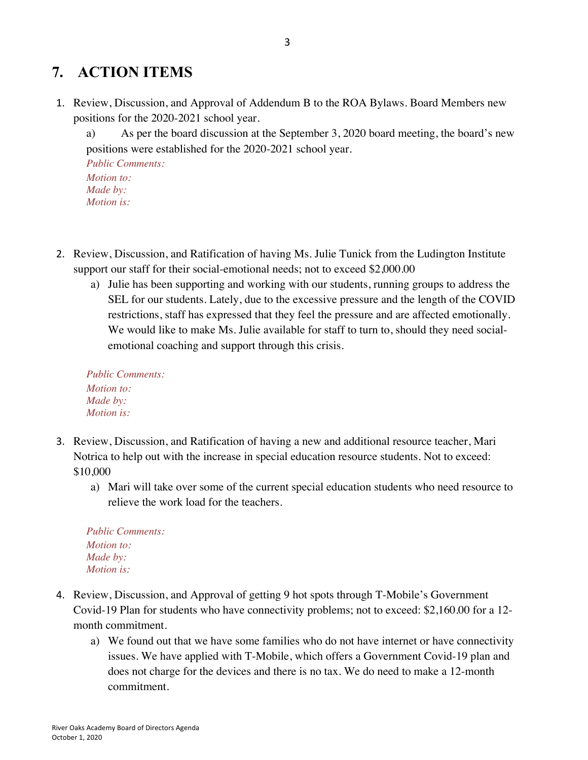## 7. ACTION ITEMS

1. Review, Discussion, and Approval of Addendum B to the ROA Bylaws. Board Members new positions for the 2020-2021 school year.

   a) As per the board discussion at the September 3, 2020 board meeting, the board's new positions were established for the 2020-2021 school year.

   *Public Comments:*
   *Motion to:*
   *Made by:*
   *Motion is:*

2. Review, Discussion, and Ratification of having Ms. Julie Tunick from the Ludington Institute support our staff for their social-emotional needs; not to exceed $2,000.00

   a) Julie has been supporting and working with our students, running groups to address the SEL for our students. Lately, due to the excessive pressure and the length of the COVID restrictions, staff has expressed that they feel the pressure and are affected emotionally. We would like to make Ms. Julie available for staff to turn to, should they need social-emotional coaching and support through this crisis.

   *Public Comments:*
   *Motion to:*
   *Made by:*
   *Motion is:*

3. Review, Discussion, and Ratification of having a new and additional resource teacher, Mari Notrica to help out with the increase in special education resource students. Not to exceed: $10,000

   a) Mari will take over some of the current special education students who need resource to relieve the work load for the teachers.

   *Public Comments:*
   *Motion to:*
   *Made by:*
   *Motion is:*

4. Review, Discussion, and Approval of getting 9 hot spots through T-Mobile's Government Covid-19 Plan for students who have connectivity problems; not to exceed: $2,160.00 for a 12-month commitment.

   a) We found out that we have some families who do not have internet or have connectivity issues. We have applied with T-Mobile, which offers a Government Covid-19 plan and does not charge for the devices and there is no tax. We do need to make a 12-month commitment.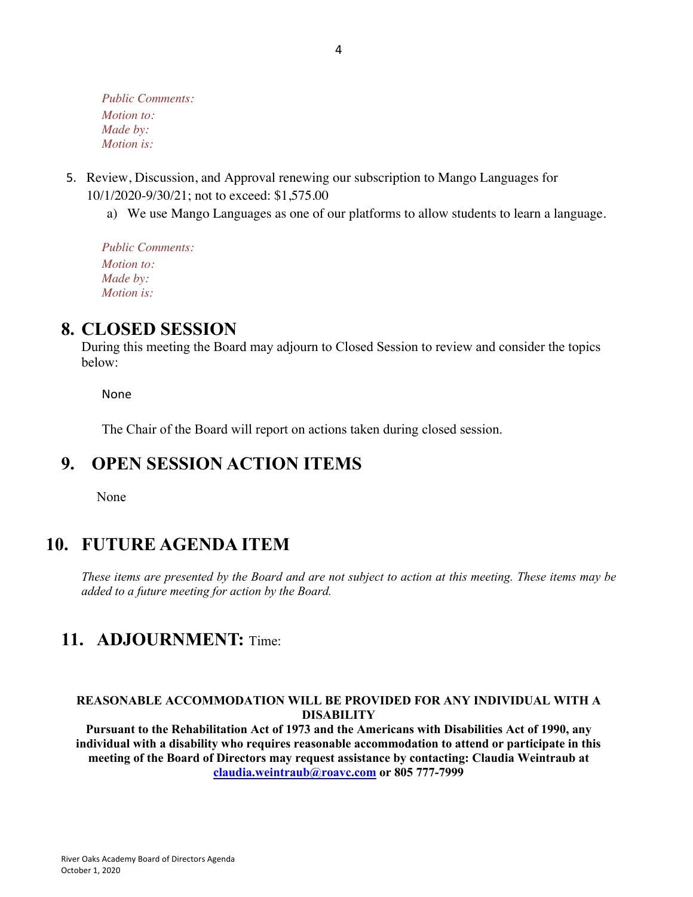*Public Comments:*
*Motion to:*
*Made by:*
*Motion is:*

5. Review, Discussion, and Approval renewing our subscription to Mango Languages for 10/1/2020-9/30/21; not to exceed: $1,575.00
   a) We use Mango Languages as one of our platforms to allow students to learn a language.

*Public Comments:*
*Motion to:*
*Made by:*
*Motion is:*

# 8. CLOSED SESSION

During this meeting the Board may adjourn to Closed Session to review and consider the topics below:

None

The Chair of the Board will report on actions taken during closed session.

# 9. OPEN SESSION ACTION ITEMS

None

# 10. FUTURE AGENDA ITEM

*These items are presented by the Board and are not subject to action at this meeting. These items may be added to a future meeting for action by the Board.*

# 11. ADJOURNMENT: Time:

**REASONABLE ACCOMMODATION WILL BE PROVIDED FOR ANY INDIVIDUAL WITH A DISABILITY**
**Pursuant to the Rehabilitation Act of 1973 and the Americans with Disabilities Act of 1990, any individual with a disability who requires reasonable accommodation to attend or participate in this meeting of the Board of Directors may request assistance by contacting: Claudia Weintraub at [claudia.weintraub@roavc.com](mailto:claudia.weintraub@roavc.com) or 805 777-7999**